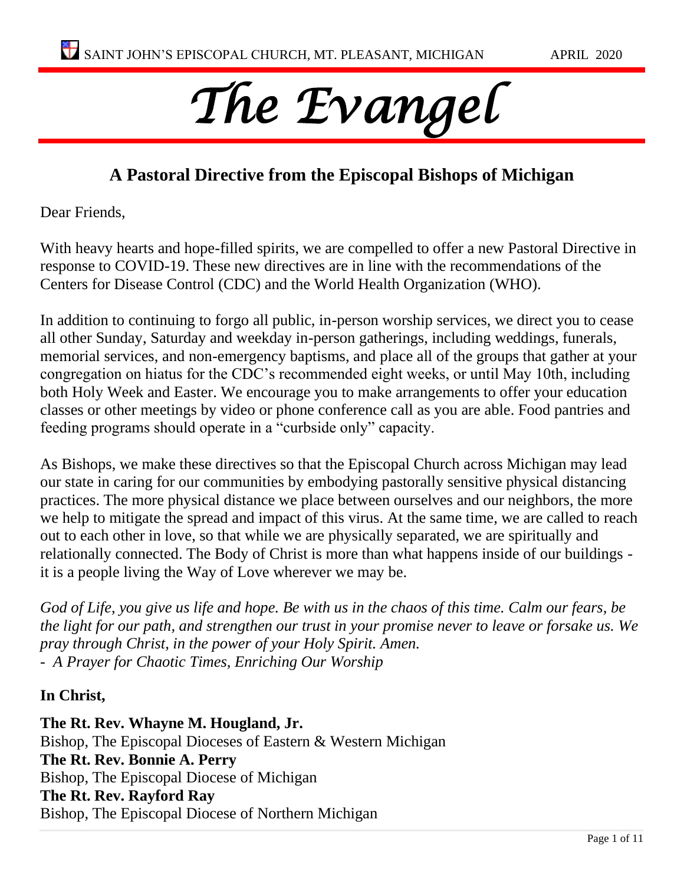SAINT JOHN'S EPISCOPAL CHURCH, MT. PLEASANT, MICHIGAN APRIL 2020

# *The Evangel*

## A Pastoral Directive from the Episcopal Bishops of Michigan

Dear Friends,

With heavy hearts and hope-filled spirits, we are compelled to offer a new Pastoral Directive in response to COVID-19. These new directives are in line with the recommendations of the Centers for Disease Control (CDC) and the World Health Organization (WHO).

In addition to continuing to forgo all public, in-person worship services, we direct you to cease all other Sunday, Saturday and weekday in-person gatherings, including weddings, funerals, memorial services, and non-emergency baptisms, and place all of the groups that gather at your congregation on hiatus for the CDC's recommended eight weeks, or until May 10th, including both Holy Week and Easter. We encourage you to make arrangements to offer your education classes or other meetings by video or phone conference call as you are able. Food pantries and feeding programs should operate in a "curbside only" capacity.

As Bishops, we make these directives so that the Episcopal Church across Michigan may lead our state in caring for our communities by embodying pastorally sensitive physical distancing practices. The more physical distance we place between ourselves and our neighbors, the more we help to mitigate the spread and impact of this virus. At the same time, we are called to reach out to each other in love, so that while we are physically separated, we are spiritually and relationally connected. The Body of Christ is more than what happens inside of our buildings - it is a people living the Way of Love wherever we may be.

*God of Life, you give us life and hope. Be with us in the chaos of this time. Calm our fears, be the light for our path, and strengthen our trust in your promise never to leave or forsake us. We pray through Christ, in the power of your Holy Spirit. Amen.*
- *A Prayer for Chaotic Times, Enriching Our Worship*

**In Christ,**

**The Rt. Rev. Whayne M. Hougland, Jr.**
Bishop, The Episcopal Dioceses of Eastern & Western Michigan
**The Rt. Rev. Bonnie A. Perry**
Bishop, The Episcopal Diocese of Michigan
**The Rt. Rev. Rayford Ray**
Bishop, The Episcopal Diocese of Northern Michigan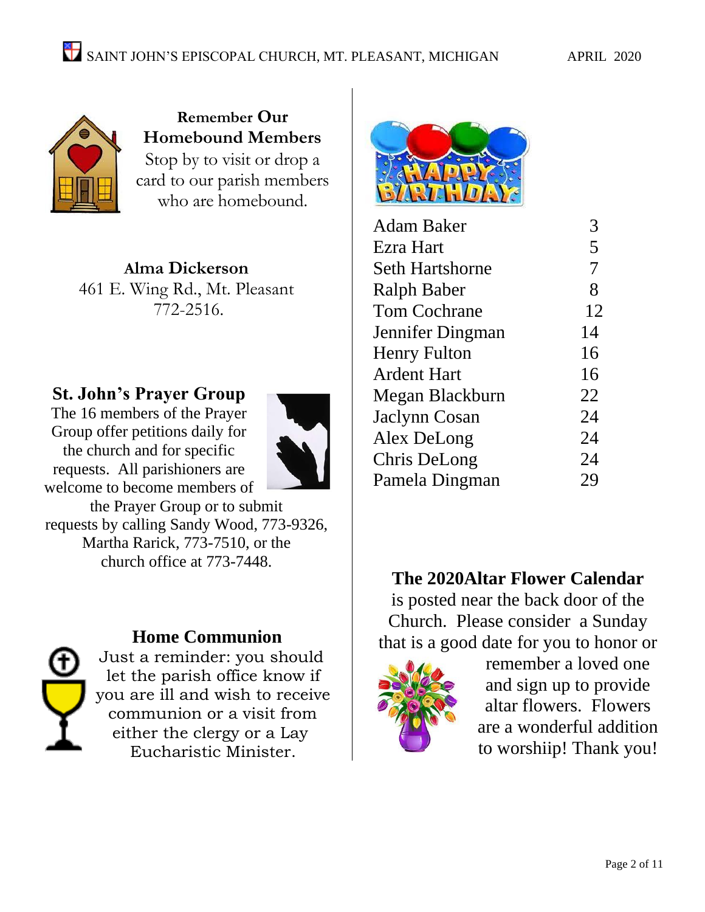## Remember Our Homebound Members

Stop by to visit or drop a card to our parish members who are homebound.

**Alma Dickerson**
461 E. Wing Rd., Mt. Pleasant
772-2516.

## St. John's Prayer Group

The 16 members of the Prayer Group offer petitions daily for the church and for specific requests. All parishioners are welcome to become members of the Prayer Group or to submit requests by calling Sandy Wood, 773-9326, Martha Rarick, 773-7510, or the church office at 773-7448.

## Home Communion

Just a reminder: you should let the parish office know if you are ill and wish to receive communion or a visit from either the clergy or a Lay Eucharistic Minister.

## Happy Birthday

| Name | Day |
|---|---|
| Adam Baker | 3 |
| Ezra Hart | 5 |
| Seth Hartshorne | 7 |
| Ralph Baber | 8 |
| Tom Cochrane | 12 |
| Jennifer Dingman | 14 |
| Henry Fulton | 16 |
| Ardent Hart | 16 |
| Megan Blackburn | 22 |
| Jaclynn Cosan | 24 |
| Alex DeLong | 24 |
| Chris DeLong | 24 |
| Pamela Dingman | 29 |

**The 2020Altar Flower Calendar** is posted near the back door of the Church. Please consider a Sunday that is a good date for you to honor or remember a loved one and sign up to provide altar flowers. Flowers are a wonderful addition to worshiip! Thank you!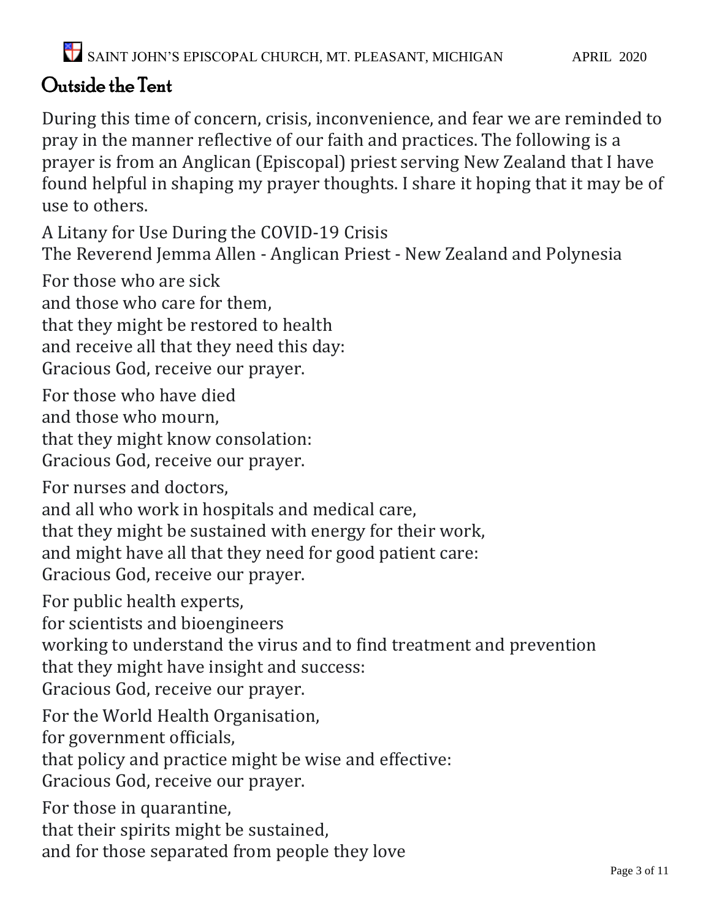## Outside the Tent

During this time of concern, crisis, inconvenience, and fear we are reminded to pray in the manner reflective of our faith and practices. The following is a prayer is from an Anglican (Episcopal) priest serving New Zealand that I have found helpful in shaping my prayer thoughts. I share it hoping that it may be of use to others.

A Litany for Use During the COVID-19 Crisis
The Reverend Jemma Allen - Anglican Priest - New Zealand and Polynesia

For those who are sick
and those who care for them,
that they might be restored to health
and receive all that they need this day:
Gracious God, receive our prayer.

For those who have died
and those who mourn,
that they might know consolation:
Gracious God, receive our prayer.

For nurses and doctors,
and all who work in hospitals and medical care,
that they might be sustained with energy for their work,
and might have all that they need for good patient care:
Gracious God, receive our prayer.

For public health experts,
for scientists and bioengineers
working to understand the virus and to find treatment and prevention
that they might have insight and success:
Gracious God, receive our prayer.

For the World Health Organisation,
for government officials,
that policy and practice might be wise and effective:
Gracious God, receive our prayer.

For those in quarantine,
that their spirits might be sustained,
and for those separated from people they love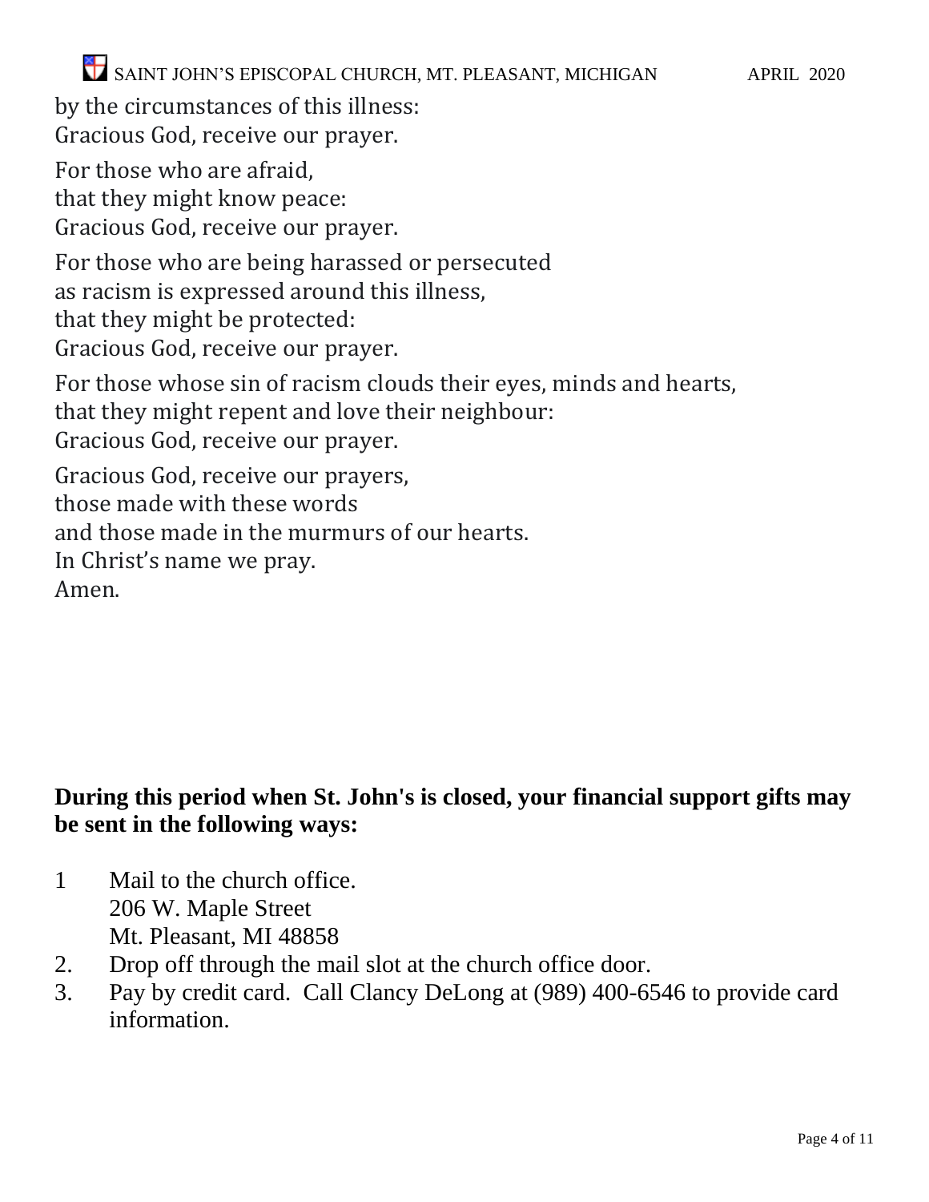by the circumstances of this illness:
Gracious God, receive our prayer.

For those who are afraid,
that they might know peace:
Gracious God, receive our prayer.

For those who are being harassed or persecuted
as racism is expressed around this illness,
that they might be protected:
Gracious God, receive our prayer.

For those whose sin of racism clouds their eyes, minds and hearts,
that they might repent and love their neighbour:
Gracious God, receive our prayer.

Gracious God, receive our prayers,
those made with these words
and those made in the murmurs of our hearts.
In Christ's name we pray.
Amen.

**During this period when St. John's is closed, your financial support gifts may be sent in the following ways:**

1. Mail to the church office.
   206 W. Maple Street
   Mt. Pleasant, MI 48858
2. Drop off through the mail slot at the church office door.
3. Pay by credit card. Call Clancy DeLong at (989) 400-6546 to provide card information.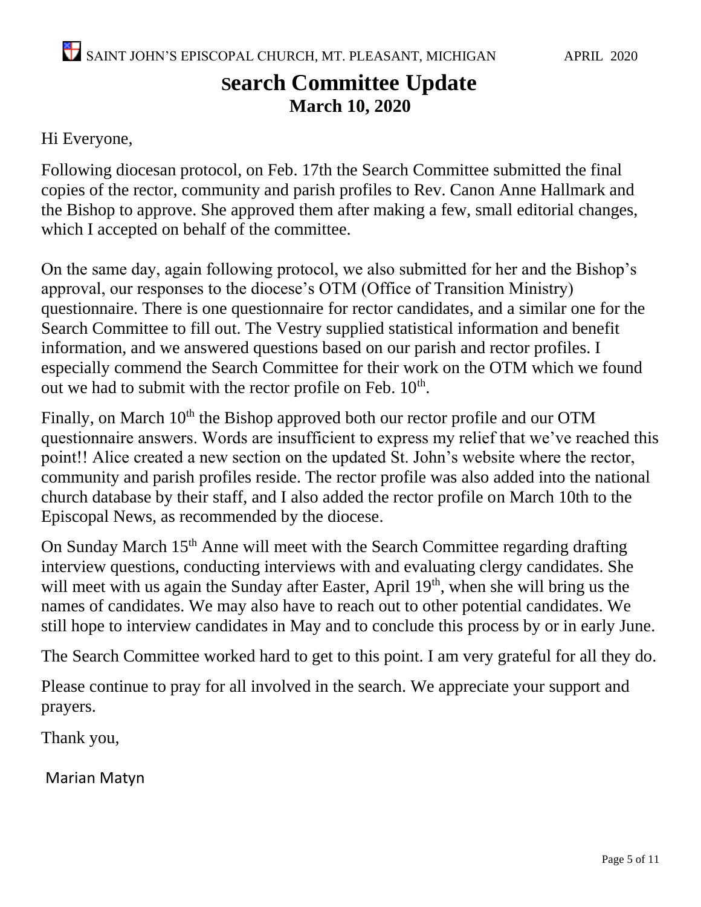# Search Committee Update

## March 10, 2020

Hi Everyone,

Following diocesan protocol, on Feb. 17th the Search Committee submitted the final copies of the rector, community and parish profiles to Rev. Canon Anne Hallmark and the Bishop to approve. She approved them after making a few, small editorial changes, which I accepted on behalf of the committee.

On the same day, again following protocol, we also submitted for her and the Bishop's approval, our responses to the diocese's OTM (Office of Transition Ministry) questionnaire. There is one questionnaire for rector candidates, and a similar one for the Search Committee to fill out. The Vestry supplied statistical information and benefit information, and we answered questions based on our parish and rector profiles. I especially commend the Search Committee for their work on the OTM which we found out we had to submit with the rector profile on Feb. 10th.

Finally, on March 10th the Bishop approved both our rector profile and our OTM questionnaire answers. Words are insufficient to express my relief that we've reached this point!! Alice created a new section on the updated St. John's website where the rector, community and parish profiles reside. The rector profile was also added into the national church database by their staff, and I also added the rector profile on March 10th to the Episcopal News, as recommended by the diocese.

On Sunday March 15th Anne will meet with the Search Committee regarding drafting interview questions, conducting interviews with and evaluating clergy candidates. She will meet with us again the Sunday after Easter, April 19th, when she will bring us the names of candidates. We may also have to reach out to other potential candidates. We still hope to interview candidates in May and to conclude this process by or in early June.

The Search Committee worked hard to get to this point. I am very grateful for all they do.

Please continue to pray for all involved in the search. We appreciate your support and prayers.

Thank you,

Marian Matyn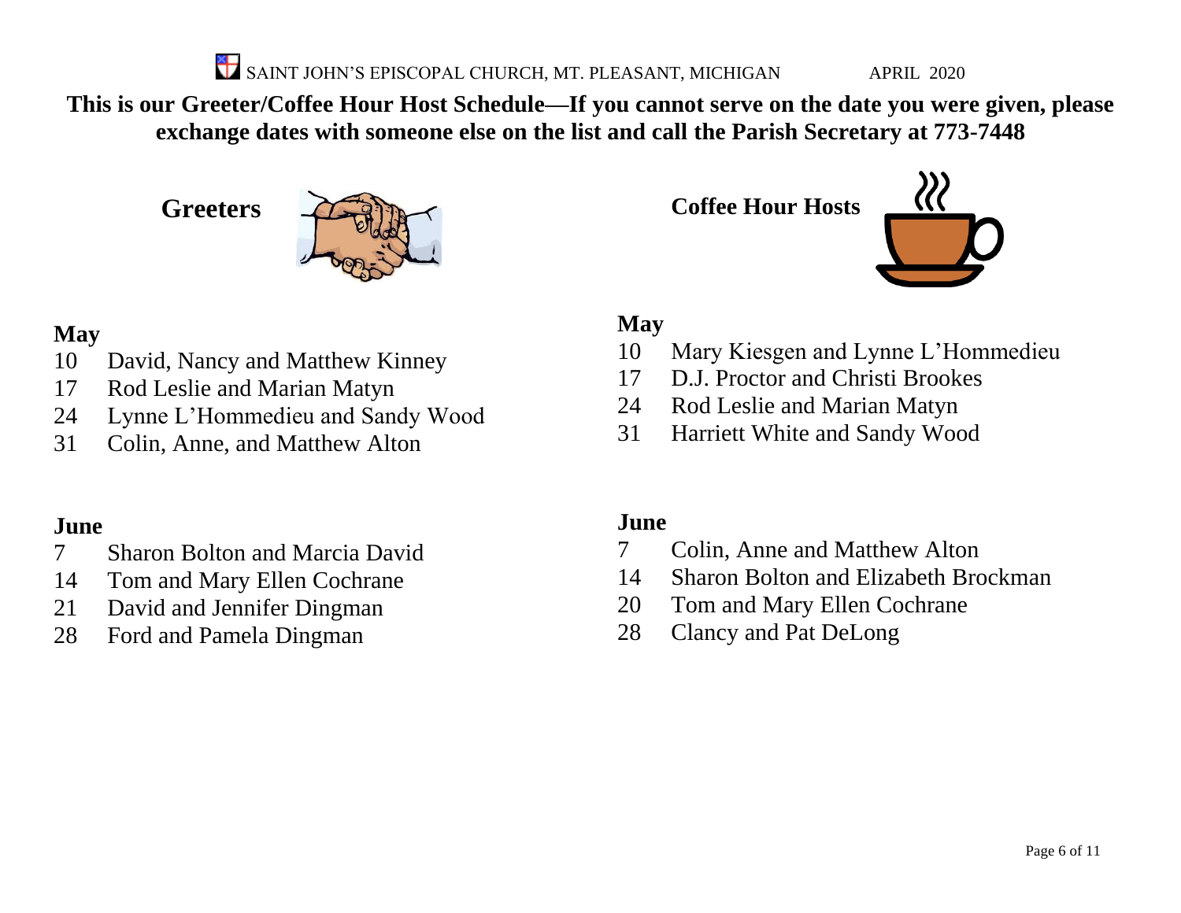# This is our Greeter/Coffee Hour Host Schedule—If you cannot serve on the date you were given, please exchange dates with someone else on the list and call the Parish Secretary at 773-7448

## Greeters

### May

- 10 David, Nancy and Matthew Kinney
- 17 Rod Leslie and Marian Matyn
- 24 Lynne L'Hommedieu and Sandy Wood
- 31 Colin, Anne, and Matthew Alton

### June

- 7 Sharon Bolton and Marcia David
- 14 Tom and Mary Ellen Cochrane
- 21 David and Jennifer Dingman
- 28 Ford and Pamela Dingman

## Coffee Hour Hosts

### May

- 10 Mary Kiesgen and Lynne L'Hommedieu
- 17 D.J. Proctor and Christi Brookes
- 24 Rod Leslie and Marian Matyn
- 31 Harriett White and Sandy Wood

### June

- 7 Colin, Anne and Matthew Alton
- 14 Sharon Bolton and Elizabeth Brockman
- 20 Tom and Mary Ellen Cochrane
- 28 Clancy and Pat DeLong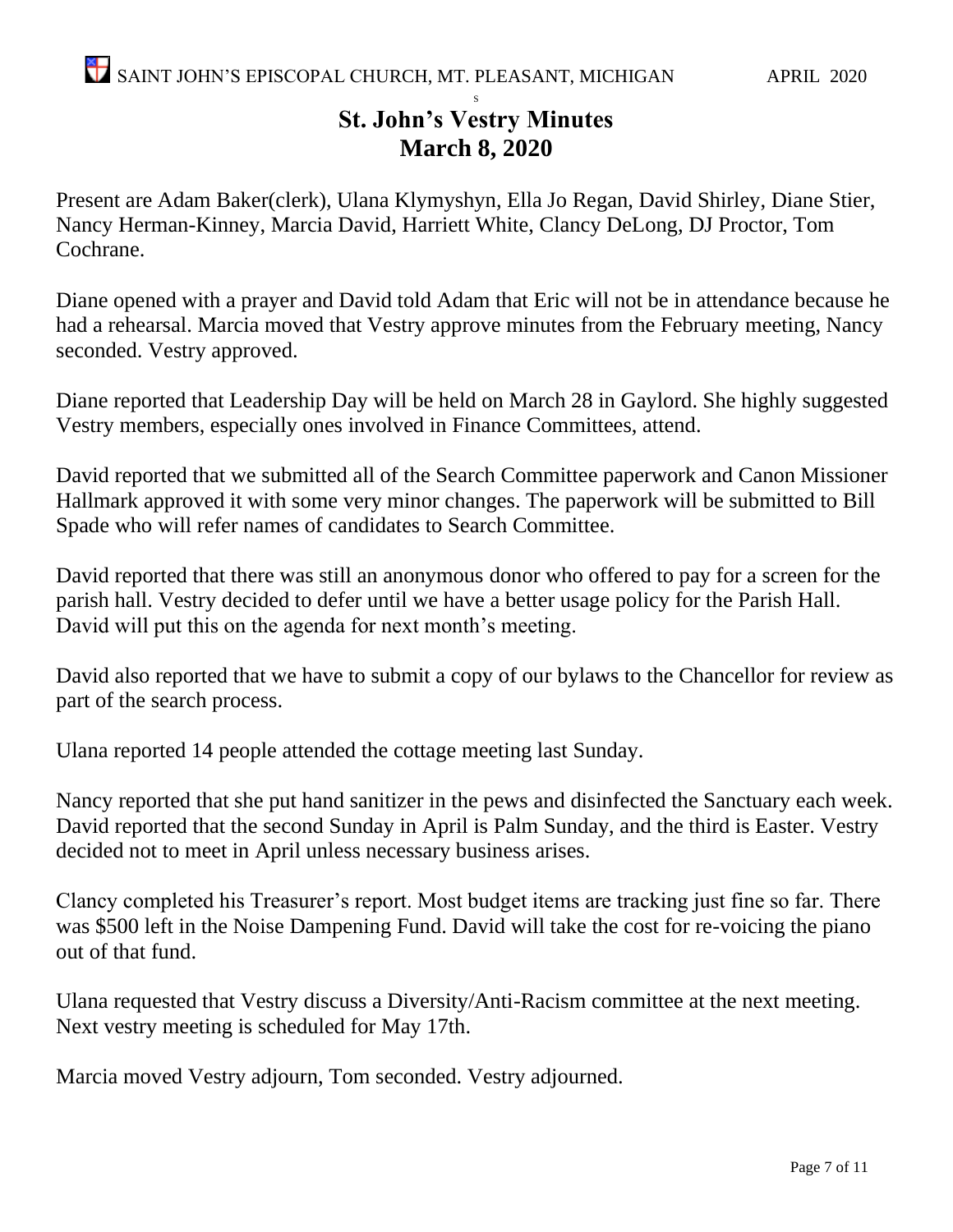# St. John's Vestry Minutes
## March 8, 2020

Present are Adam Baker(clerk), Ulana Klymyshyn, Ella Jo Regan, David Shirley, Diane Stier, Nancy Herman-Kinney, Marcia David, Harriett White, Clancy DeLong, DJ Proctor, Tom Cochrane.

Diane opened with a prayer and David told Adam that Eric will not be in attendance because he had a rehearsal. Marcia moved that Vestry approve minutes from the February meeting, Nancy seconded. Vestry approved.

Diane reported that Leadership Day will be held on March 28 in Gaylord. She highly suggested Vestry members, especially ones involved in Finance Committees, attend.

David reported that we submitted all of the Search Committee paperwork and Canon Missioner Hallmark approved it with some very minor changes. The paperwork will be submitted to Bill Spade who will refer names of candidates to Search Committee.

David reported that there was still an anonymous donor who offered to pay for a screen for the parish hall. Vestry decided to defer until we have a better usage policy for the Parish Hall. David will put this on the agenda for next month's meeting.

David also reported that we have to submit a copy of our bylaws to the Chancellor for review as part of the search process.

Ulana reported 14 people attended the cottage meeting last Sunday.

Nancy reported that she put hand sanitizer in the pews and disinfected the Sanctuary each week. David reported that the second Sunday in April is Palm Sunday, and the third is Easter. Vestry decided not to meet in April unless necessary business arises.

Clancy completed his Treasurer's report. Most budget items are tracking just fine so far. There was $500 left in the Noise Dampening Fund. David will take the cost for re-voicing the piano out of that fund.

Ulana requested that Vestry discuss a Diversity/Anti-Racism committee at the next meeting. Next vestry meeting is scheduled for May 17th.

Marcia moved Vestry adjourn, Tom seconded. Vestry adjourned.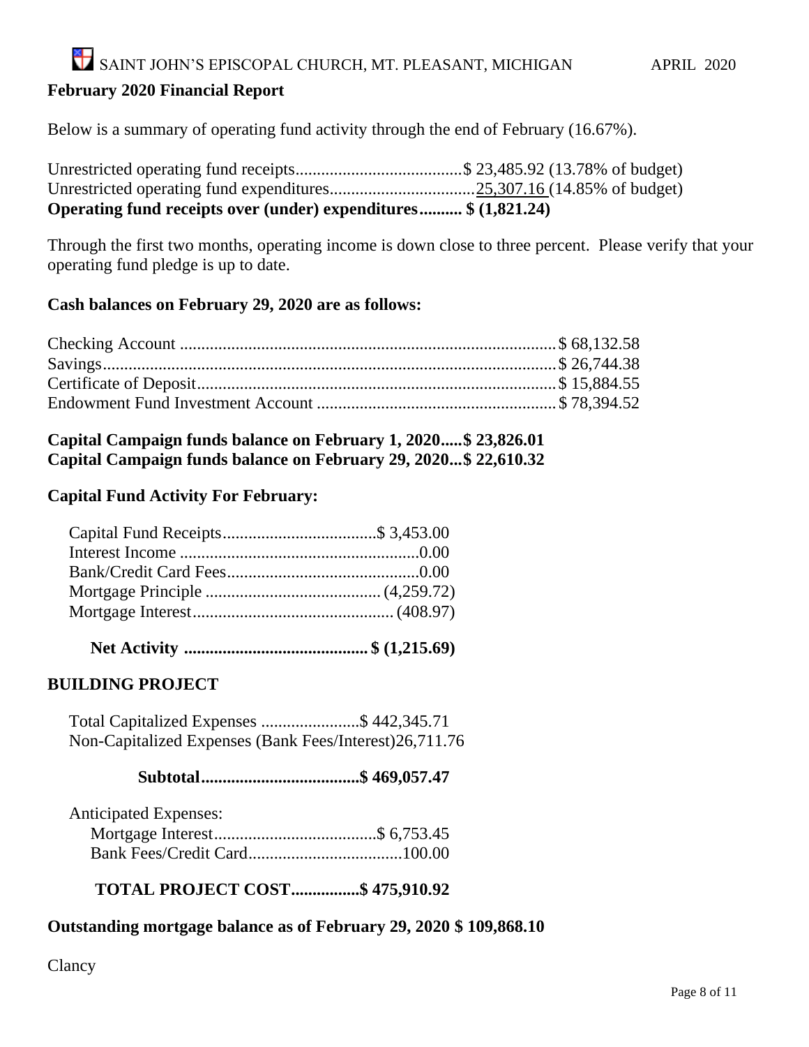SAINT JOHN'S EPISCOPAL CHURCH, MT. PLEASANT, MICHIGAN APRIL 2020

**February 2020 Financial Report**

Below is a summary of operating fund activity through the end of February (16.67%).

Unrestricted operating fund receipts.......................................$ 23,485.92 (13.78% of budget)
Unrestricted operating fund expenditures..................................25,307.16 (14.85% of budget)
**Operating fund receipts over (under) expenditures.......... $ (1,821.24)**

Through the first two months, operating income is down close to three percent. Please verify that your operating fund pledge is up to date.

**Cash balances on February 29, 2020 are as follows:**

Checking Account ........................................................................................$ 68,132.58
Savings.........................................................................................................$ 26,744.38
Certificate of Deposit...................................................................................$ 15,884.55
Endowment Fund Investment Account ........................................................$ 78,394.52

**Capital Campaign funds balance on February 1, 2020.....$ 23,826.01**
**Capital Campaign funds balance on February 29, 2020...$ 22,610.32**

**Capital Fund Activity For February:**

Capital Fund Receipts....................................$ 3,453.00
Interest Income ........................................................0.00
Bank/Credit Card Fees.............................................0.00
Mortgage Principle ......................................... (4,259.72)
Mortgage Interest............................................... (408.97)

**Net Activity ........................................... $ (1,215.69)**

**BUILDING PROJECT**

Total Capitalized Expenses .......................$ 442,345.71
Non-Capitalized Expenses (Bank Fees/Interest)26,711.76

**Subtotal.....................................$ 469,057.47**

Anticipated Expenses:
Mortgage Interest......................................$ 6,753.45
Bank Fees/Credit Card....................................100.00

**TOTAL PROJECT COST................$ 475,910.92**

**Outstanding mortgage balance as of February 29, 2020 $ 109,868.10**

Clancy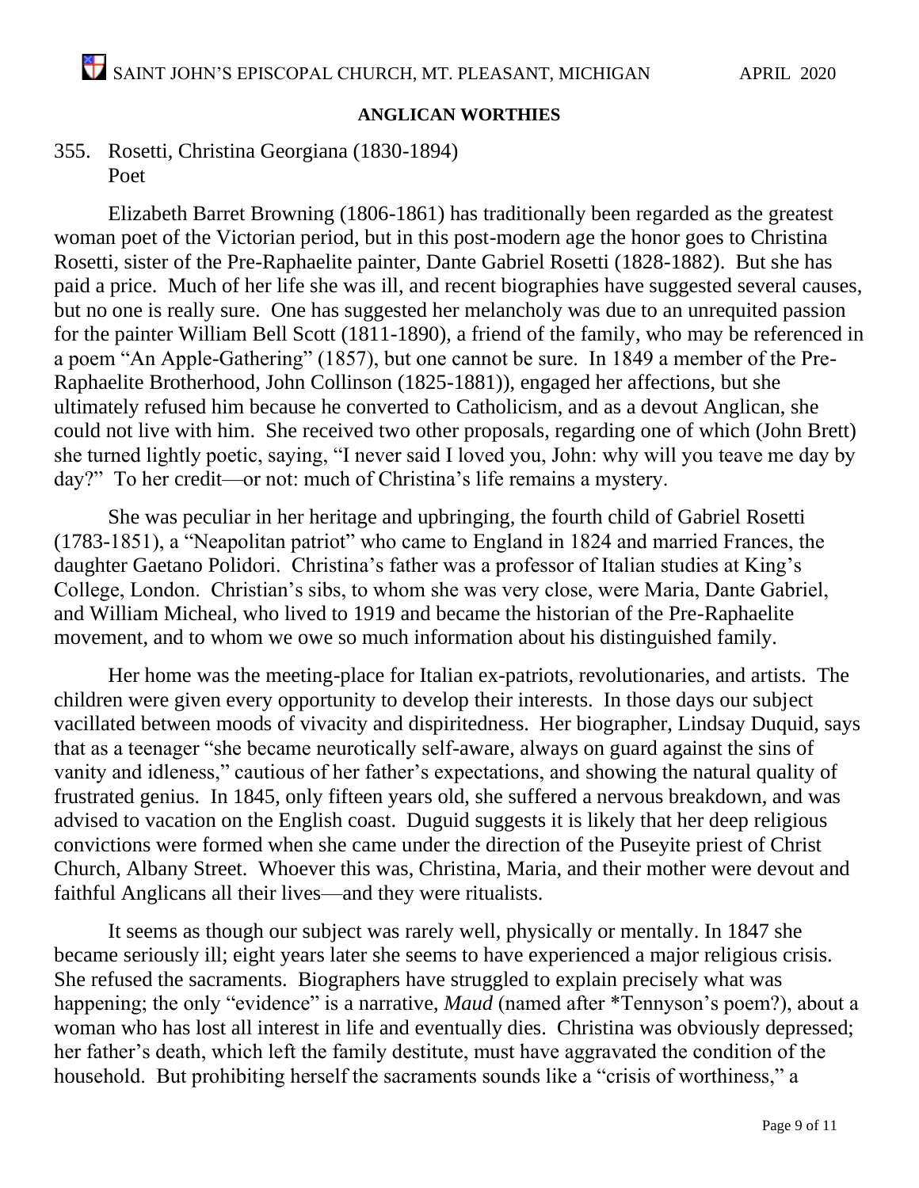**ANGLICAN WORTHIES**

355. Rosetti, Christina Georgiana (1830-1894)
Poet

Elizabeth Barret Browning (1806-1861) has traditionally been regarded as the greatest woman poet of the Victorian period, but in this post-modern age the honor goes to Christina Rosetti, sister of the Pre-Raphaelite painter, Dante Gabriel Rosetti (1828-1882). But she has paid a price. Much of her life she was ill, and recent biographies have suggested several causes, but no one is really sure. One has suggested her melancholy was due to an unrequited passion for the painter William Bell Scott (1811-1890), a friend of the family, who may be referenced in a poem "An Apple-Gathering" (1857), but one cannot be sure. In 1849 a member of the Pre-Raphaelite Brotherhood, John Collinson (1825-1881)), engaged her affections, but she ultimately refused him because he converted to Catholicism, and as a devout Anglican, she could not live with him. She received two other proposals, regarding one of which (John Brett) she turned lightly poetic, saying, "I never said I loved you, John: why will you teave me day by day?" To her credit—or not: much of Christina's life remains a mystery.

She was peculiar in her heritage and upbringing, the fourth child of Gabriel Rosetti (1783-1851), a "Neapolitan patriot" who came to England in 1824 and married Frances, the daughter Gaetano Polidori. Christina's father was a professor of Italian studies at King's College, London. Christian's sibs, to whom she was very close, were Maria, Dante Gabriel, and William Micheal, who lived to 1919 and became the historian of the Pre-Raphaelite movement, and to whom we owe so much information about his distinguished family.

Her home was the meeting-place for Italian ex-patriots, revolutionaries, and artists. The children were given every opportunity to develop their interests. In those days our subject vacillated between moods of vivacity and dispiritedness. Her biographer, Lindsay Duquid, says that as a teenager "she became neurotically self-aware, always on guard against the sins of vanity and idleness," cautious of her father's expectations, and showing the natural quality of frustrated genius. In 1845, only fifteen years old, she suffered a nervous breakdown, and was advised to vacation on the English coast. Duguid suggests it is likely that her deep religious convictions were formed when she came under the direction of the Puseyite priest of Christ Church, Albany Street. Whoever this was, Christina, Maria, and their mother were devout and faithful Anglicans all their lives—and they were ritualists.

It seems as though our subject was rarely well, physically or mentally. In 1847 she became seriously ill; eight years later she seems to have experienced a major religious crisis. She refused the sacraments. Biographers have struggled to explain precisely what was happening; the only "evidence" is a narrative, *Maud* (named after *Tennyson's poem?), about a woman who has lost all interest in life and eventually dies. Christina was obviously depressed; her father's death, which left the family destitute, must have aggravated the condition of the household. But prohibiting herself the sacraments sounds like a "crisis of worthiness," a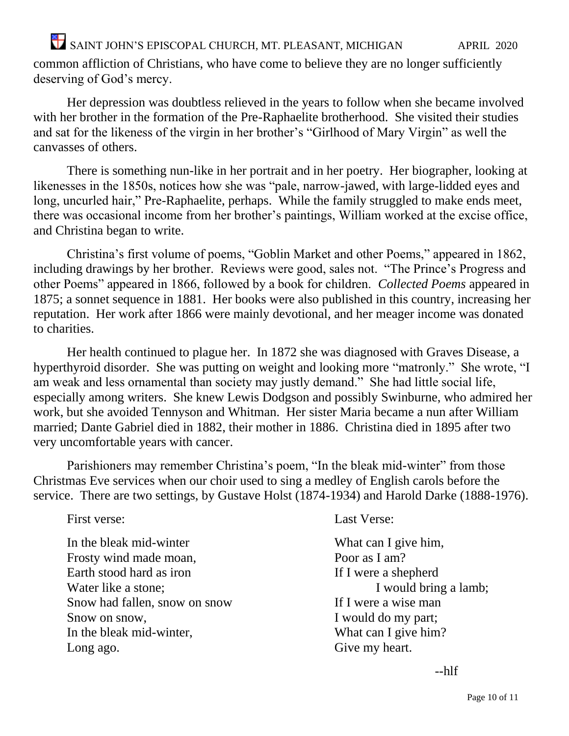common affliction of Christians, who have come to believe they are no longer sufficiently deserving of God's mercy.

Her depression was doubtless relieved in the years to follow when she became involved with her brother in the formation of the Pre-Raphaelite brotherhood. She visited their studies and sat for the likeness of the virgin in her brother's "Girlhood of Mary Virgin" as well the canvasses of others.

There is something nun-like in her portrait and in her poetry. Her biographer, looking at likenesses in the 1850s, notices how she was "pale, narrow-jawed, with large-lidded eyes and long, uncurled hair," Pre-Raphaelite, perhaps. While the family struggled to make ends meet, there was occasional income from her brother's paintings, William worked at the excise office, and Christina began to write.

Christina's first volume of poems, "Goblin Market and other Poems," appeared in 1862, including drawings by her brother. Reviews were good, sales not. "The Prince's Progress and other Poems" appeared in 1866, followed by a book for children. *Collected Poems* appeared in 1875; a sonnet sequence in 1881. Her books were also published in this country, increasing her reputation. Her work after 1866 were mainly devotional, and her meager income was donated to charities.

Her health continued to plague her. In 1872 she was diagnosed with Graves Disease, a hyperthyroid disorder. She was putting on weight and looking more "matronly." She wrote, "I am weak and less ornamental than society may justly demand." She had little social life, especially among writers. She knew Lewis Dodgson and possibly Swinburne, who admired her work, but she avoided Tennyson and Whitman. Her sister Maria became a nun after William married; Dante Gabriel died in 1882, their mother in 1886. Christina died in 1895 after two very uncomfortable years with cancer.

Parishioners may remember Christina's poem, "In the bleak mid-winter" from those Christmas Eve services when our choir used to sing a medley of English carols before the service. There are two settings, by Gustave Holst (1874-1934) and Harold Darke (1888-1976).

First verse:

In the bleak mid-winter
Frosty wind made moan,
Earth stood hard as iron
Water like a stone;
Snow had fallen, snow on snow
Snow on snow,
In the bleak mid-winter,
Long ago.

Last Verse:

What can I give him,
Poor as I am?
If I were a shepherd
I would bring a lamb;
If I were a wise man
I would do my part;
What can I give him?
Give my heart.

--hlf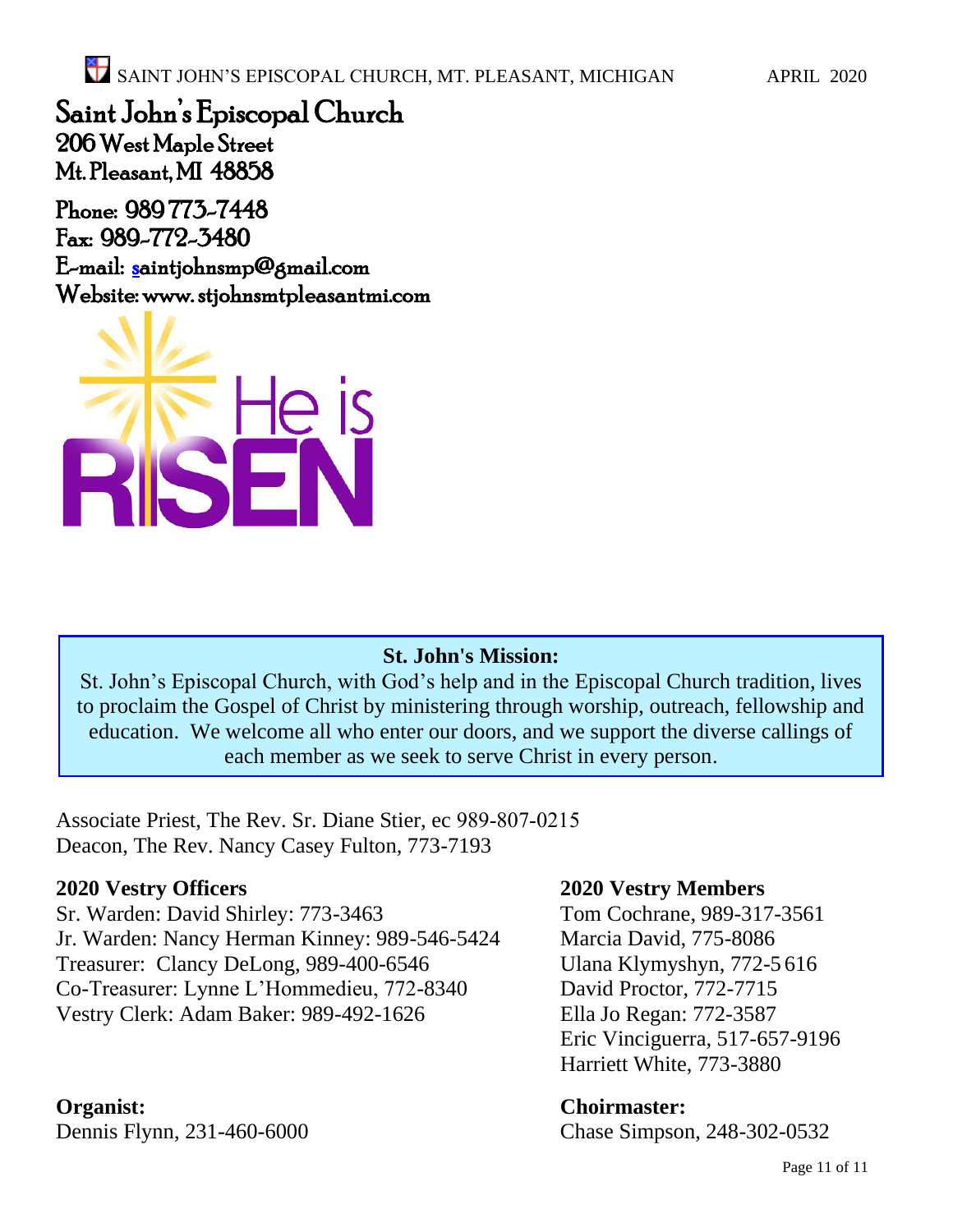# Saint John's Episcopal Church

206 West Maple Street
Mt. Pleasant, MI 48858

Phone: 989 773-7448
Fax: 989-772-3480
E-mail: saintjohnsmp@gmail.com
Website: www. stjohnsmtpleasantmi.com

He is RISEN

**St. John's Mission:**

St. John's Episcopal Church, with God's help and in the Episcopal Church tradition, lives to proclaim the Gospel of Christ by ministering through worship, outreach, fellowship and education. We welcome all who enter our doors, and we support the diverse callings of each member as we seek to serve Christ in every person.

Associate Priest, The Rev. Sr. Diane Stier, ec 989-807-0215
Deacon, The Rev. Nancy Casey Fulton, 773-7193

**2020 Vestry Officers**

Sr. Warden: David Shirley: 773-3463
Jr. Warden: Nancy Herman Kinney: 989-546-5424
Treasurer: Clancy DeLong, 989-400-6546
Co-Treasurer: Lynne L'Hommedieu, 772-8340
Vestry Clerk: Adam Baker: 989-492-1626

**2020 Vestry Members**

Tom Cochrane, 989-317-3561
Marcia David, 775-8086
Ulana Klymyshyn, 772-5 616
David Proctor, 772-7715
Ella Jo Regan: 772-3587
Eric Vinciguerra, 517-657-9196
Harriett White, 773-3880

**Organist:**
Dennis Flynn, 231-460-6000

**Choirmaster:**
Chase Simpson, 248-302-0532